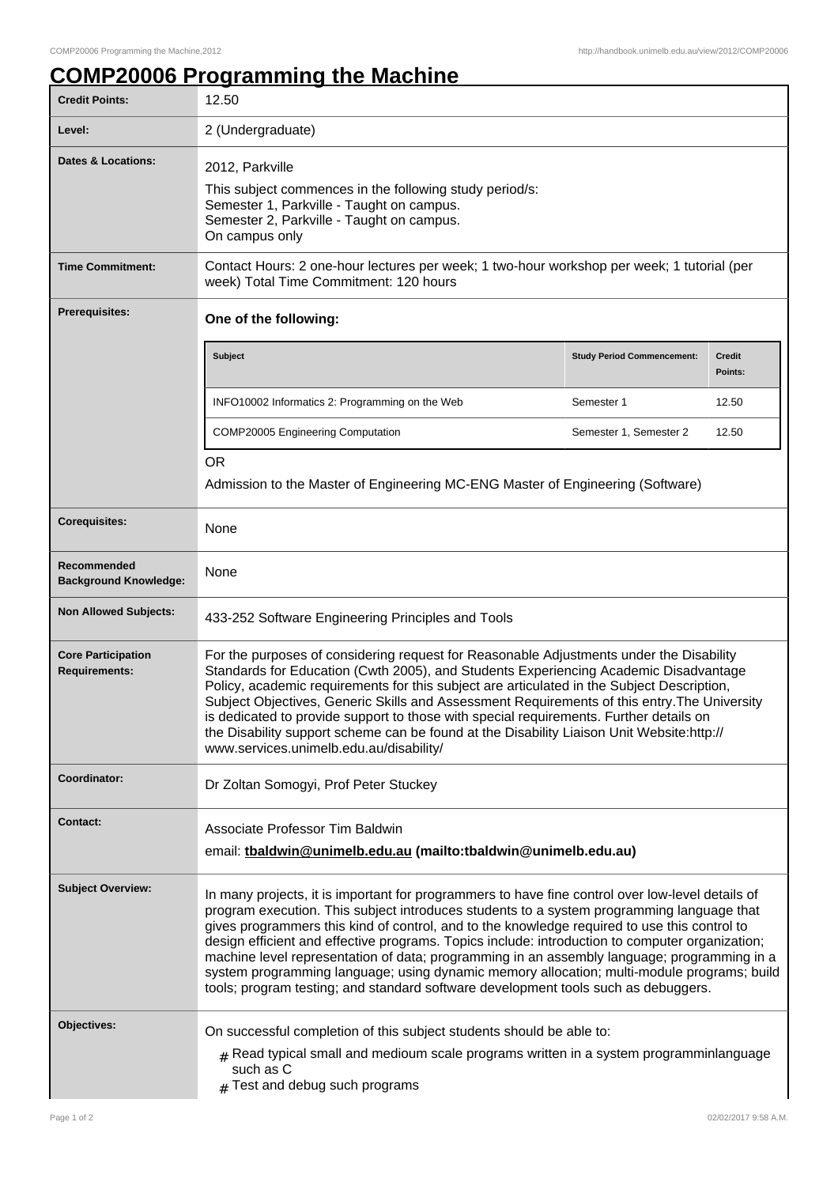# COMP20006 Programming the Machine

| | |
|---|---|
| **Credit Points:** | 12.50 |
| **Level:** | 2 (Undergraduate) |
| **Dates & Locations:** | 2012, Parkville<br>This subject commences in the following study period/s:<br>Semester 1, Parkville - Taught on campus.<br>Semester 2, Parkville - Taught on campus.<br>On campus only |
| **Time Commitment:** | Contact Hours: 2 one-hour lectures per week; 1 two-hour workshop per week; 1 tutorial (per week) Total Time Commitment: 120 hours |
| **Prerequisites:** | **One of the following:**<br><br>Subject / Study Period Commencement: / Credit Points:<br>INFO10002 Informatics 2: Programming on the Web / Semester 1 / 12.50<br>COMP20005 Engineering Computation / Semester 1, Semester 2 / 12.50<br><br>OR<br>Admission to the Master of Engineering MC-ENG Master of Engineering (Software) |
| **Corequisites:** | None |
| **Recommended Background Knowledge:** | None |
| **Non Allowed Subjects:** | 433-252 Software Engineering Principles and Tools |
| **Core Participation Requirements:** | For the purposes of considering request for Reasonable Adjustments under the Disability Standards for Education (Cwth 2005), and Students Experiencing Academic Disadvantage Policy, academic requirements for this subject are articulated in the Subject Description, Subject Objectives, Generic Skills and Assessment Requirements of this entry.The University is dedicated to provide support to those with special requirements. Further details on the Disability support scheme can be found at the Disability Liaison Unit Website:http://www.services.unimelb.edu.au/disability/ |
| **Coordinator:** | Dr Zoltan Somogyi, Prof Peter Stuckey |
| **Contact:** | Associate Professor Tim Baldwin<br>email: **tbaldwin@unimelb.edu.au (mailto:tbaldwin@unimelb.edu.au)** |
| **Subject Overview:** | In many projects, it is important for programmers to have fine control over low-level details of program execution. This subject introduces students to a system programming language that gives programmers this kind of control, and to the knowledge required to use this control to design efficient and effective programs. Topics include: introduction to computer organization; machine level representation of data; programming in an assembly language; programming in a system programming language; using dynamic memory allocation; multi-module programs; build tools; program testing; and standard software development tools such as debuggers. |
| **Objectives:** | On successful completion of this subject students should be able to:<br># Read typical small and medioum scale programs written in a system programminlanguage such as C<br># Test and debug such programs |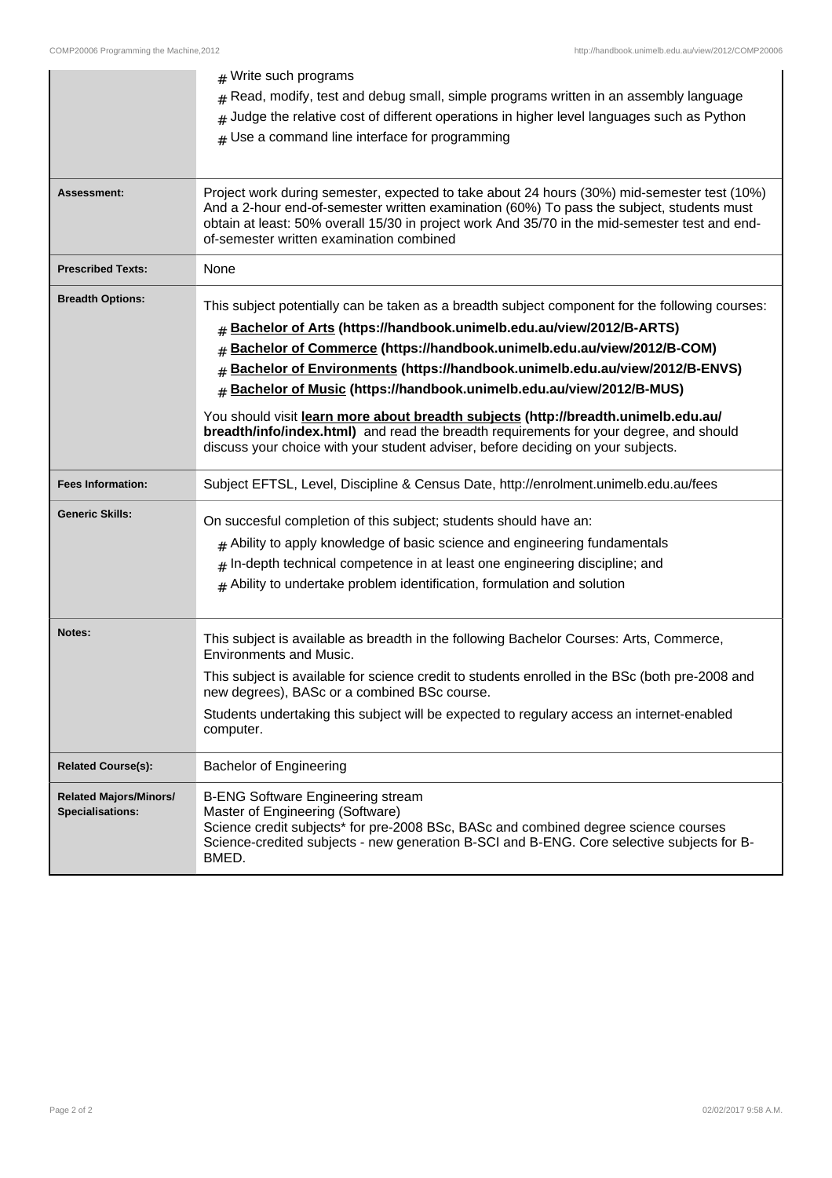| | |
|---|---|
| | # Write such programs<br># Read, modify, test and debug small, simple programs written in an assembly language<br># Judge the relative cost of different operations in higher level languages such as Python<br># Use a command line interface for programming |
| **Assessment:** | Project work during semester, expected to take about 24 hours (30%) mid-semester test (10%) And a 2-hour end-of-semester written examination (60%) To pass the subject, students must obtain at least: 50% overall 15/30 in project work And 35/70 in the mid-semester test and end-of-semester written examination combined |
| **Prescribed Texts:** | None |
| **Breadth Options:** | This subject potentially can be taken as a breadth subject component for the following courses:<br># **Bachelor of Arts (https://handbook.unimelb.edu.au/view/2012/B-ARTS)**<br># **Bachelor of Commerce (https://handbook.unimelb.edu.au/view/2012/B-COM)**<br># **Bachelor of Environments (https://handbook.unimelb.edu.au/view/2012/B-ENVS)**<br># **Bachelor of Music (https://handbook.unimelb.edu.au/view/2012/B-MUS)**<br>You should visit **learn more about breadth subjects (http://breadth.unimelb.edu.au/breadth/info/index.html)** and read the breadth requirements for your degree, and should discuss your choice with your student adviser, before deciding on your subjects. |
| **Fees Information:** | Subject EFTSL, Level, Discipline & Census Date, http://enrolment.unimelb.edu.au/fees |
| **Generic Skills:** | On succesful completion of this subject; students should have an:<br># Ability to apply knowledge of basic science and engineering fundamentals<br># In-depth technical competence in at least one engineering discipline; and<br># Ability to undertake problem identification, formulation and solution |
| **Notes:** | This subject is available as breadth in the following Bachelor Courses: Arts, Commerce, Environments and Music.<br>This subject is available for science credit to students enrolled in the BSc (both pre-2008 and new degrees), BASc or a combined BSc course.<br>Students undertaking this subject will be expected to regulary access an internet-enabled computer. |
| **Related Course(s):** | Bachelor of Engineering |
| **Related Majors/Minors/ Specialisations:** | B-ENG Software Engineering stream<br>Master of Engineering (Software)<br>Science credit subjects* for pre-2008 BSc, BASc and combined degree science courses<br>Science-credited subjects - new generation B-SCI and B-ENG. Core selective subjects for B-BMED. |